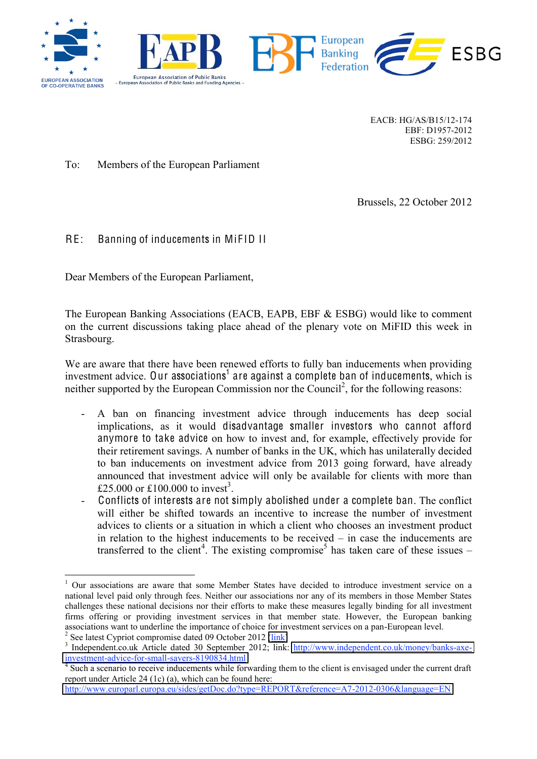EUROPEAN ASSOCIATION OF CO-OPERATIVE BANKS

EAPB — European Association of Public Banks – European Association of Public Banks and Funding Agencies –

EBF European Banking Federation

ESBG

EACB: HG/AS/B15/12-174
EBF: D1957-2012
ESBG: 259/2012

To: Members of the European Parliament

Brussels, 22 October 2012

RE: **Banning of inducements in MiFID II**

Dear Members of the European Parliament,

The European Banking Associations (EACB, EAPB, EBF & ESBG) would like to comment on the current discussions taking place ahead of the plenary vote on MiFID this week in Strasbourg.

We are aware that there have been renewed efforts to fully ban inducements when providing investment advice. **Our associations[1] are against a complete ban of inducements**, which is neither supported by the European Commission nor the Council[2], for the following reasons:

- A ban on financing investment advice through inducements has deep social implications, as it would **disadvantage smaller investors who cannot afford anymore to take advice** on how to invest and, for example, effectively provide for their retirement savings. A number of banks in the UK, which has unilaterally decided to ban inducements on investment advice from 2013 going forward, have already announced that investment advice will only be available for clients with more than £25.000 or £100.000 to invest[3].
- **Conflicts of interests are not simply abolished under a complete ban.** The conflict will either be shifted towards an incentive to increase the number of investment advices to clients or a situation in which a client who chooses an investment product in relation to the highest inducements to be received – in case the inducements are transferred to the client[4]. The existing compromise[5] has taken care of these issues –

---

[1] Our associations are aware that some Member States have decided to introduce investment service on a national level paid only through fees. Neither our associations nor any of its members in those Member States challenges these national decisions nor their efforts to make these measures legally binding for all investment firms offering or providing investment services in that member state. However, the European banking associations want to underline the importance of choice for investment services on a pan-European level.

[2] See latest Cypriot compromise dated 09 October 2012 [link]

[3] Independent.co.uk Article dated 30 September 2012; link: http://www.independent.co.uk/money/banks-axe-investment-advice-for-small-savers-8190834.html

[4] Such a scenario to receive inducements while forwarding them to the client is envisaged under the current draft report under Article 24 (1c) (a), which can be found here: http://www.europarl.europa.eu/sides/getDoc.do?type=REPORT&reference=A7-2012-0306&language=EN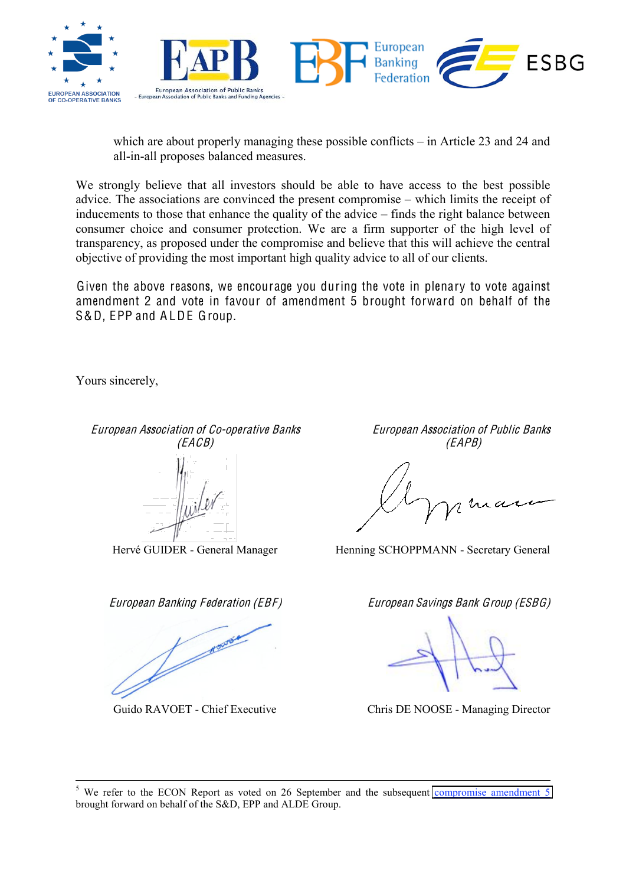which are about properly managing these possible conflicts – in Article 23 and 24 and all-in-all proposes balanced measures.

We strongly believe that all investors should be able to have access to the best possible advice. The associations are convinced the present compromise – which limits the receipt of inducements to those that enhance the quality of the advice – finds the right balance between consumer choice and consumer protection. We are a firm supporter of the high level of transparency, as proposed under the compromise and believe that this will achieve the central objective of providing the most important high quality advice to all of our clients.

Given the above reasons, we encourage you during the vote in plenary to vote against amendment 2 and vote in favour of amendment 5 brought forward on behalf of the S&D, EPP and ALDE Group.

Yours sincerely,

*European Association of Co-operative Banks (EACB)*

Hervé GUIDER - General Manager

*European Association of Public Banks (EAPB)*

Henning SCHOPPMANN - Secretary General

*European Banking Federation (EBF)*

Guido RAVOET - Chief Executive

*European Savings Bank Group (ESBG)*

Chris DE NOOSE - Managing Director

---

[5] We refer to the ECON Report as voted on 26 September and the subsequent compromise amendment 5 brought forward on behalf of the S&D, EPP and ALDE Group.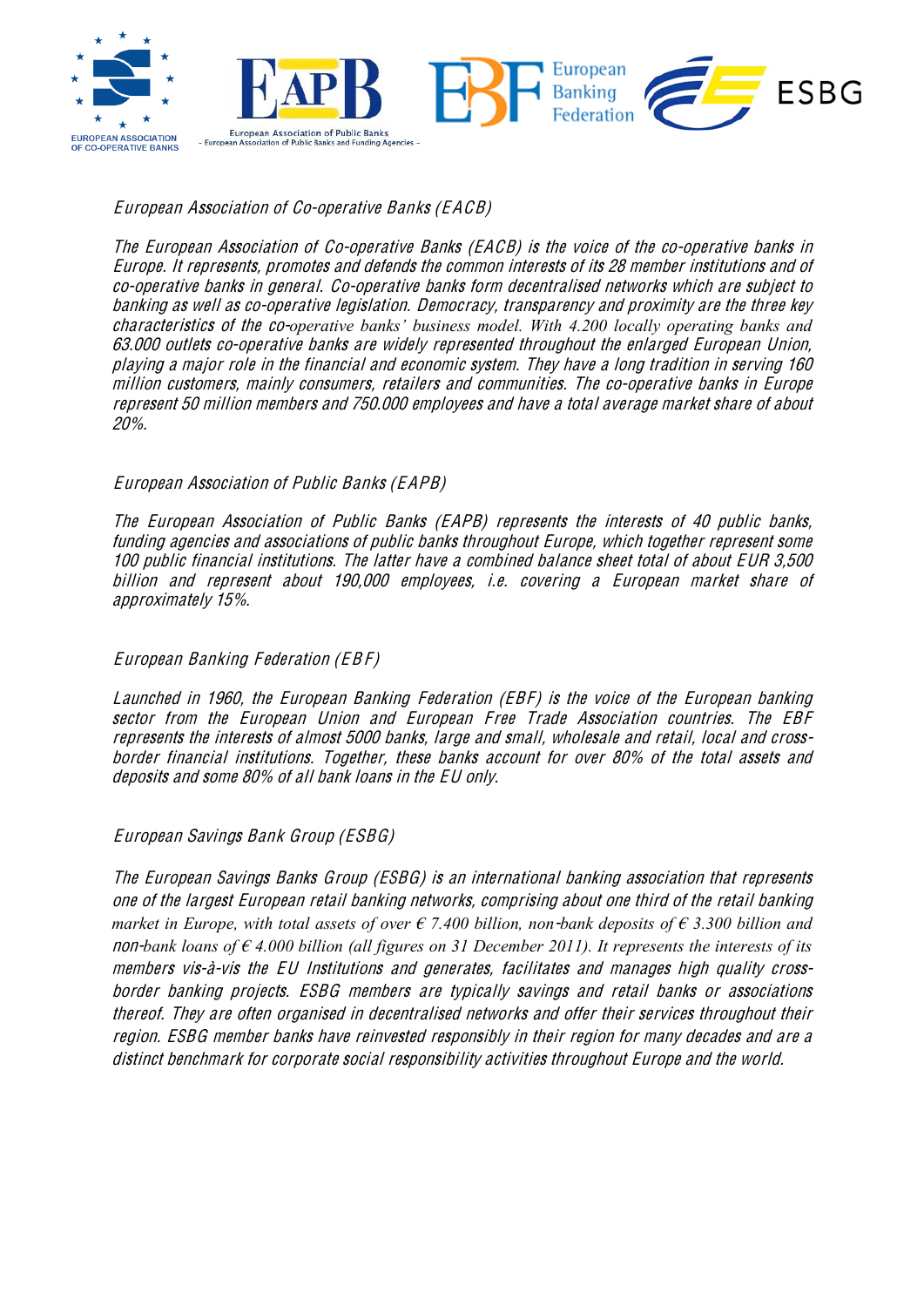EUROPEAN ASSOCIATION OF CO-OPERATIVE BANKS

European Association of Public Banks – European Association of Public Banks and Funding Agencies –

European Banking Federation

ESBG

*European Association of Co-operative Banks (EACB)*

*The European Association of Co-operative Banks (EACB) is the voice of the co-operative banks in Europe. It represents, promotes and defends the common interests of its 28 member institutions and of co-operative banks in general. Co-operative banks form decentralised networks which are subject to banking as well as co-operative legislation. Democracy, transparency and proximity are the three key characteristics of the co-operative banks' business model. With 4.200 locally operating banks and 63.000 outlets co-operative banks are widely represented throughout the enlarged European Union, playing a major role in the financial and economic system. They have a long tradition in serving 160 million customers, mainly consumers, retailers and communities. The co-operative banks in Europe represent 50 million members and 750.000 employees and have a total average market share of about 20%.*

*European Association of Public Banks (EAPB)*

*The European Association of Public Banks (EAPB) represents the interests of 40 public banks, funding agencies and associations of public banks throughout Europe, which together represent some 100 public financial institutions. The latter have a combined balance sheet total of about EUR 3,500 billion and represent about 190,000 employees, i.e. covering a European market share of approximately 15%.*

*European Banking Federation (EBF)*

*Launched in 1960, the European Banking Federation (EBF) is the voice of the European banking sector from the European Union and European Free Trade Association countries. The EBF represents the interests of almost 5000 banks, large and small, wholesale and retail, local and cross-border financial institutions. Together, these banks account for over 80% of the total assets and deposits and some 80% of all bank loans in the EU only.*

*European Savings Bank Group (ESBG)*

*The European Savings Banks Group (ESBG) is an international banking association that represents one of the largest European retail banking networks, comprising about one third of the retail banking market in Europe, with total assets of over € 7.400 billion, non-bank deposits of € 3.300 billion and non-bank loans of € 4.000 billion (all figures on 31 December 2011). It represents the interests of its members vis-à-vis the EU Institutions and generates, facilitates and manages high quality cross-border banking projects. ESBG members are typically savings and retail banks or associations thereof. They are often organised in decentralised networks and offer their services throughout their region. ESBG member banks have reinvested responsibly in their region for many decades and are a distinct benchmark for corporate social responsibility activities throughout Europe and the world.*